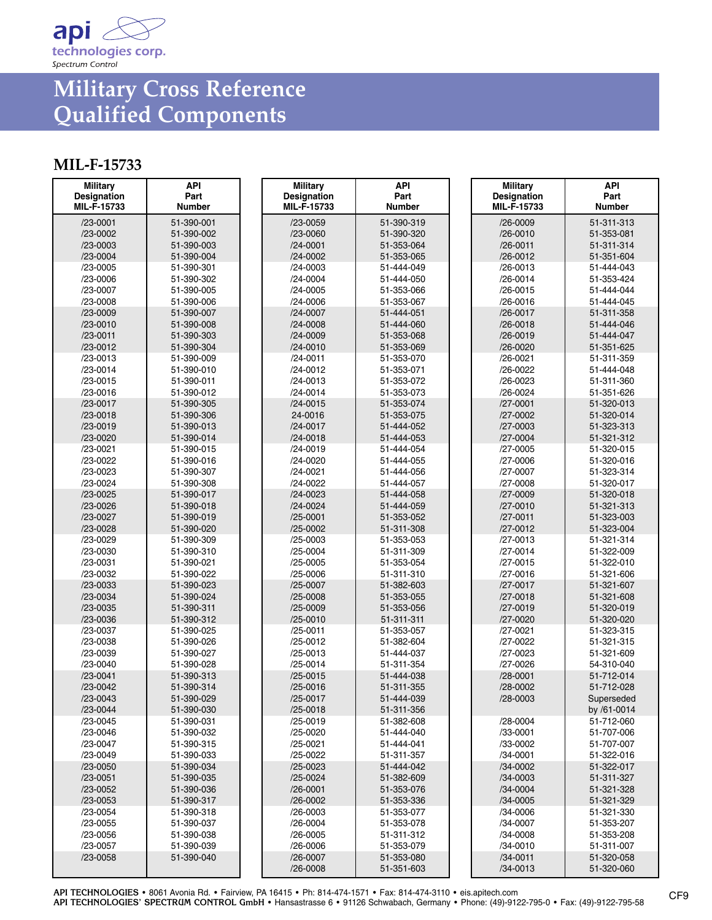# Military Cross Reference Qualified Components

## MIL-F-15733

| Military Designation MIL-F-15733 | API Part Number |
|---|---|
| /23-0001 | 51-390-001 |
| /23-0002 | 51-390-002 |
| /23-0003 | 51-390-003 |
| /23-0004 | 51-390-004 |
| /23-0005 | 51-390-301 |
| /23-0006 | 51-390-302 |
| /23-0007 | 51-390-005 |
| /23-0008 | 51-390-006 |
| /23-0009 | 51-390-007 |
| /23-0010 | 51-390-008 |
| /23-0011 | 51-390-303 |
| /23-0012 | 51-390-304 |
| /23-0013 | 51-390-009 |
| /23-0014 | 51-390-010 |
| /23-0015 | 51-390-011 |
| /23-0016 | 51-390-012 |
| /23-0017 | 51-390-305 |
| /23-0018 | 51-390-306 |
| /23-0019 | 51-390-013 |
| /23-0020 | 51-390-014 |
| /23-0021 | 51-390-015 |
| /23-0022 | 51-390-016 |
| /23-0023 | 51-390-307 |
| /23-0024 | 51-390-308 |
| /23-0025 | 51-390-017 |
| /23-0026 | 51-390-018 |
| /23-0027 | 51-390-019 |
| /23-0028 | 51-390-020 |
| /23-0029 | 51-390-309 |
| /23-0030 | 51-390-310 |
| /23-0031 | 51-390-021 |
| /23-0032 | 51-390-022 |
| /23-0033 | 51-390-023 |
| /23-0034 | 51-390-024 |
| /23-0035 | 51-390-311 |
| /23-0036 | 51-390-312 |
| /23-0037 | 51-390-025 |
| /23-0038 | 51-390-026 |
| /23-0039 | 51-390-027 |
| /23-0040 | 51-390-028 |
| /23-0041 | 51-390-313 |
| /23-0042 | 51-390-314 |
| /23-0043 | 51-390-029 |
| /23-0044 | 51-390-030 |
| /23-0045 | 51-390-031 |
| /23-0046 | 51-390-032 |
| /23-0047 | 51-390-315 |
| /23-0049 | 51-390-033 |
| /23-0050 | 51-390-034 |
| /23-0051 | 51-390-035 |
| /23-0052 | 51-390-036 |
| /23-0053 | 51-390-317 |
| /23-0054 | 51-390-318 |
| /23-0055 | 51-390-037 |
| /23-0056 | 51-390-038 |
| /23-0057 | 51-390-039 |
| /23-0058 | 51-390-040 |
| /23-0059 | 51-390-319 |
| /23-0060 | 51-390-320 |
| /24-0001 | 51-353-064 |
| /24-0002 | 51-353-065 |
| /24-0003 | 51-444-049 |
| /24-0004 | 51-444-050 |
| /24-0005 | 51-353-066 |
| /24-0006 | 51-353-067 |
| /24-0007 | 51-444-051 |
| /24-0008 | 51-444-060 |
| /24-0009 | 51-353-068 |
| /24-0010 | 51-353-069 |
| /24-0011 | 51-353-070 |
| /24-0012 | 51-353-071 |
| /24-0013 | 51-353-072 |
| /24-0014 | 51-353-073 |
| /24-0015 | 51-353-074 |
| 24-0016 | 51-353-075 |
| /24-0017 | 51-444-052 |
| /24-0018 | 51-444-053 |
| /24-0019 | 51-444-054 |
| /24-0020 | 51-444-055 |
| /24-0021 | 51-444-056 |
| /24-0022 | 51-444-057 |
| /24-0023 | 51-444-058 |
| /24-0024 | 51-444-059 |
| /25-0001 | 51-353-052 |
| /25-0002 | 51-311-308 |
| /25-0003 | 51-353-053 |
| /25-0004 | 51-311-309 |
| /25-0005 | 51-353-054 |
| /25-0006 | 51-311-310 |
| /25-0007 | 51-382-603 |
| /25-0008 | 51-353-055 |
| /25-0009 | 51-353-056 |
| /25-0010 | 51-311-311 |
| /25-0011 | 51-353-057 |
| /25-0012 | 51-382-604 |
| /25-0013 | 51-444-037 |
| /25-0014 | 51-311-354 |
| /25-0015 | 51-444-038 |
| /25-0016 | 51-311-355 |
| /25-0017 | 51-444-039 |
| /25-0018 | 51-311-356 |
| /25-0019 | 51-382-608 |
| /25-0020 | 51-444-040 |
| /25-0021 | 51-444-041 |
| /25-0022 | 51-311-357 |
| /25-0023 | 51-444-042 |
| /25-0024 | 51-382-609 |
| /26-0001 | 51-353-076 |
| /26-0002 | 51-353-336 |
| /26-0003 | 51-353-077 |
| /26-0004 | 51-353-078 |
| /26-0005 | 51-311-312 |
| /26-0006 | 51-353-079 |
| /26-0007 | 51-353-080 |
| /26-0008 | 51-351-603 |
| /26-0009 | 51-311-313 |
| /26-0010 | 51-353-081 |
| /26-0011 | 51-311-314 |
| /26-0012 | 51-351-604 |
| /26-0013 | 51-444-043 |
| /26-0014 | 51-353-424 |
| /26-0015 | 51-444-044 |
| /26-0016 | 51-444-045 |
| /26-0017 | 51-311-358 |
| /26-0018 | 51-444-046 |
| /26-0019 | 51-444-047 |
| /26-0020 | 51-351-625 |
| /26-0021 | 51-311-359 |
| /26-0022 | 51-444-048 |
| /26-0023 | 51-311-360 |
| /26-0024 | 51-351-626 |
| /27-0001 | 51-320-013 |
| /27-0002 | 51-320-014 |
| /27-0003 | 51-323-313 |
| /27-0004 | 51-321-312 |
| /27-0005 | 51-320-015 |
| /27-0006 | 51-320-016 |
| /27-0007 | 51-323-314 |
| /27-0008 | 51-320-017 |
| /27-0009 | 51-320-018 |
| /27-0010 | 51-321-313 |
| /27-0011 | 51-323-003 |
| /27-0012 | 51-323-004 |
| /27-0013 | 51-321-314 |
| /27-0014 | 51-322-009 |
| /27-0015 | 51-322-010 |
| /27-0016 | 51-321-606 |
| /27-0017 | 51-321-607 |
| /27-0018 | 51-321-608 |
| /27-0019 | 51-320-019 |
| /27-0020 | 51-320-020 |
| /27-0021 | 51-323-315 |
| /27-0022 | 51-321-315 |
| /27-0023 | 51-321-609 |
| /27-0026 | 54-310-040 |
| /28-0001 | 51-712-014 |
| /28-0002 | 51-712-028 |
| /28-0003 | Superseded by /61-0014 |
| /28-0004 | 51-712-060 |
| /33-0001 | 51-707-006 |
| /33-0002 | 51-707-007 |
| /34-0001 | 51-322-016 |
| /34-0002 | 51-322-017 |
| /34-0003 | 51-311-327 |
| /34-0004 | 51-321-328 |
| /34-0005 | 51-321-329 |
| /34-0006 | 51-321-330 |
| /34-0007 | 51-353-207 |
| /34-0008 | 51-353-208 |
| /34-0010 | 51-311-007 |
| /34-0011 | 51-320-058 |
| /34-0013 | 51-320-060 |

**API TECHNOLOGIES** • 8061 Avonia Rd. • Fairview, PA 16415 • Ph: 814-474-1571 • Fax: 814-474-3110 • eis.apitech.com
**API TECHNOLOGIES' SPECTRUM CONTROL GmbH** • Hansastrasse 6 • 91126 Schwabach, Germany • Phone: (49)-9122-795-0 • Fax: (49)-9122-795-58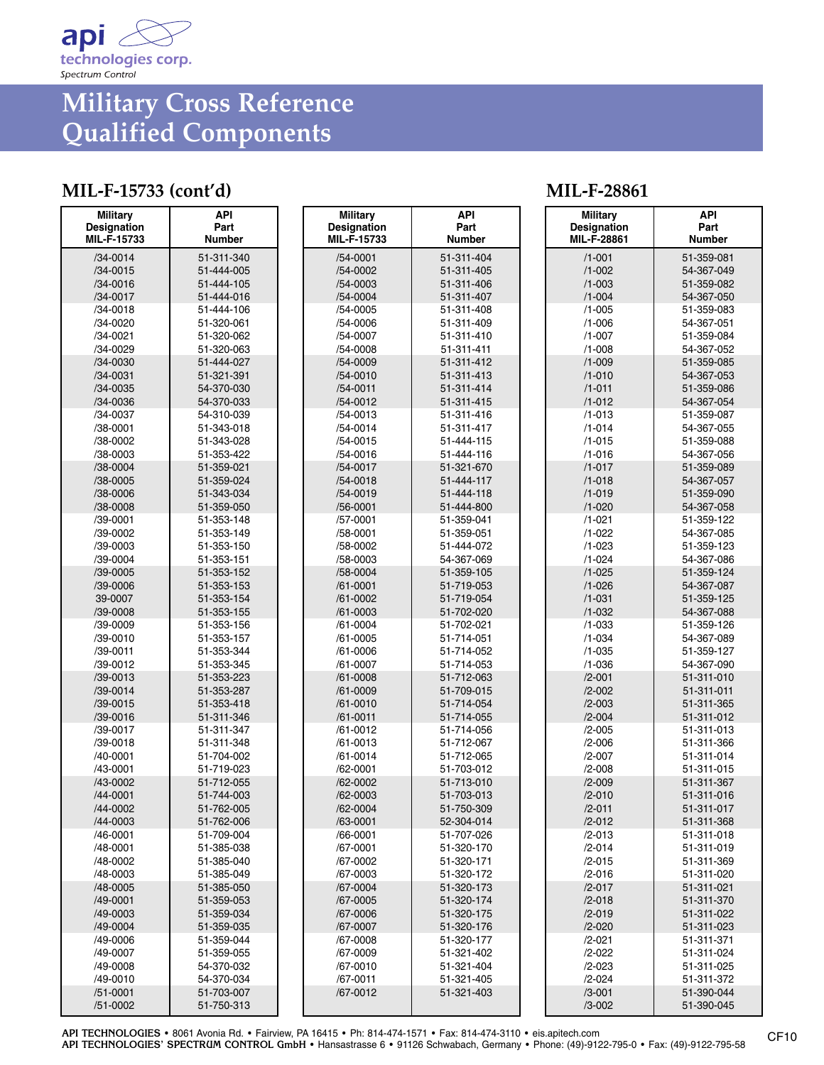# Military Cross Reference Qualified Components

## MIL-F-15733 (cont'd)

| Military Designation MIL-F-15733 | API Part Number |
|---|---|
| /34-0014 | 51-311-340 |
| /34-0015 | 51-444-005 |
| /34-0016 | 51-444-105 |
| /34-0017 | 51-444-016 |
| /34-0018 | 51-444-106 |
| /34-0020 | 51-320-061 |
| /34-0021 | 51-320-062 |
| /34-0029 | 51-320-063 |
| /34-0030 | 51-444-027 |
| /34-0031 | 51-321-391 |
| /34-0035 | 54-370-030 |
| /34-0036 | 54-370-033 |
| /34-0037 | 54-310-039 |
| /38-0001 | 51-343-018 |
| /38-0002 | 51-343-028 |
| /38-0003 | 51-353-422 |
| /38-0004 | 51-359-021 |
| /38-0005 | 51-359-024 |
| /38-0006 | 51-343-034 |
| /38-0008 | 51-359-050 |
| /39-0001 | 51-353-148 |
| /39-0002 | 51-353-149 |
| /39-0003 | 51-353-150 |
| /39-0004 | 51-353-151 |
| /39-0005 | 51-353-152 |
| /39-0006 | 51-353-153 |
| 39-0007 | 51-353-154 |
| /39-0008 | 51-353-155 |
| /39-0009 | 51-353-156 |
| /39-0010 | 51-353-157 |
| /39-0011 | 51-353-344 |
| /39-0012 | 51-353-345 |
| /39-0013 | 51-353-223 |
| /39-0014 | 51-353-287 |
| /39-0015 | 51-353-418 |
| /39-0016 | 51-311-346 |
| /39-0017 | 51-311-347 |
| /39-0018 | 51-311-348 |
| /40-0001 | 51-704-002 |
| /43-0001 | 51-719-023 |
| /43-0002 | 51-712-055 |
| /44-0001 | 51-744-003 |
| /44-0002 | 51-762-005 |
| /44-0003 | 51-762-006 |
| /46-0001 | 51-709-004 |
| /48-0001 | 51-385-038 |
| /48-0002 | 51-385-040 |
| /48-0003 | 51-385-049 |
| /48-0005 | 51-385-050 |
| /49-0001 | 51-359-053 |
| /49-0003 | 51-359-034 |
| /49-0004 | 51-359-035 |
| /49-0006 | 51-359-044 |
| /49-0007 | 51-359-055 |
| /49-0008 | 54-370-032 |
| /49-0010 | 54-370-034 |
| /51-0001 | 51-703-007 |
| /51-0002 | 51-750-313 |

| Military Designation MIL-F-15733 | API Part Number |
|---|---|
| /54-0001 | 51-311-404 |
| /54-0002 | 51-311-405 |
| /54-0003 | 51-311-406 |
| /54-0004 | 51-311-407 |
| /54-0005 | 51-311-408 |
| /54-0006 | 51-311-409 |
| /54-0007 | 51-311-410 |
| /54-0008 | 51-311-411 |
| /54-0009 | 51-311-412 |
| /54-0010 | 51-311-413 |
| /54-0011 | 51-311-414 |
| /54-0012 | 51-311-415 |
| /54-0013 | 51-311-416 |
| /54-0014 | 51-311-417 |
| /54-0015 | 51-444-115 |
| /54-0016 | 51-444-116 |
| /54-0017 | 51-321-670 |
| /54-0018 | 51-444-117 |
| /54-0019 | 51-444-118 |
| /56-0001 | 51-444-800 |
| /57-0001 | 51-359-041 |
| /58-0001 | 51-359-051 |
| /58-0002 | 51-444-072 |
| /58-0003 | 54-367-069 |
| /58-0004 | 51-359-105 |
| /61-0001 | 51-719-053 |
| /61-0002 | 51-719-054 |
| /61-0003 | 51-702-020 |
| /61-0004 | 51-702-021 |
| /61-0005 | 51-714-051 |
| /61-0006 | 51-714-052 |
| /61-0007 | 51-714-053 |
| /61-0008 | 51-712-063 |
| /61-0009 | 51-709-015 |
| /61-0010 | 51-714-054 |
| /61-0011 | 51-714-055 |
| /61-0012 | 51-714-056 |
| /61-0013 | 51-712-067 |
| /61-0014 | 51-712-065 |
| /62-0001 | 51-703-012 |
| /62-0002 | 51-713-010 |
| /62-0003 | 51-703-013 |
| /62-0004 | 51-750-309 |
| /63-0001 | 52-304-014 |
| /66-0001 | 51-707-026 |
| /67-0001 | 51-320-170 |
| /67-0002 | 51-320-171 |
| /67-0003 | 51-320-172 |
| /67-0004 | 51-320-173 |
| /67-0005 | 51-320-174 |
| /67-0006 | 51-320-175 |
| /67-0007 | 51-320-176 |
| /67-0008 | 51-320-177 |
| /67-0009 | 51-321-402 |
| /67-0010 | 51-321-404 |
| /67-0011 | 51-321-405 |
| /67-0012 | 51-321-403 |

## MIL-F-28861

| Military Designation MIL-F-28861 | API Part Number |
|---|---|
| /1-001 | 51-359-081 |
| /1-002 | 54-367-049 |
| /1-003 | 51-359-082 |
| /1-004 | 54-367-050 |
| /1-005 | 51-359-083 |
| /1-006 | 54-367-051 |
| /1-007 | 51-359-084 |
| /1-008 | 54-367-052 |
| /1-009 | 51-359-085 |
| /1-010 | 54-367-053 |
| /1-011 | 51-359-086 |
| /1-012 | 54-367-054 |
| /1-013 | 51-359-087 |
| /1-014 | 54-367-055 |
| /1-015 | 51-359-088 |
| /1-016 | 54-367-056 |
| /1-017 | 51-359-089 |
| /1-018 | 54-367-057 |
| /1-019 | 51-359-090 |
| /1-020 | 54-367-058 |
| /1-021 | 51-359-122 |
| /1-022 | 54-367-085 |
| /1-023 | 51-359-123 |
| /1-024 | 54-367-086 |
| /1-025 | 51-359-124 |
| /1-026 | 54-367-087 |
| /1-031 | 51-359-125 |
| /1-032 | 54-367-088 |
| /1-033 | 51-359-126 |
| /1-034 | 54-367-089 |
| /1-035 | 51-359-127 |
| /1-036 | 54-367-090 |
| /2-001 | 51-311-010 |
| /2-002 | 51-311-011 |
| /2-003 | 51-311-365 |
| /2-004 | 51-311-012 |
| /2-005 | 51-311-013 |
| /2-006 | 51-311-366 |
| /2-007 | 51-311-014 |
| /2-008 | 51-311-015 |
| /2-009 | 51-311-367 |
| /2-010 | 51-311-016 |
| /2-011 | 51-311-017 |
| /2-012 | 51-311-368 |
| /2-013 | 51-311-018 |
| /2-014 | 51-311-019 |
| /2-015 | 51-311-369 |
| /2-016 | 51-311-020 |
| /2-017 | 51-311-021 |
| /2-018 | 51-311-370 |
| /2-019 | 51-311-022 |
| /2-020 | 51-311-023 |
| /2-021 | 51-311-371 |
| /2-022 | 51-311-024 |
| /2-023 | 51-311-025 |
| /2-024 | 51-311-372 |
| /3-001 | 51-390-044 |
| /3-002 | 51-390-045 |

**API TECHNOLOGIES** • 8061 Avonia Rd. • Fairview, PA 16415 • Ph: 814-474-1571 • Fax: 814-474-3110 • eis.apitech.com
**API TECHNOLOGIES' SPECTRUM CONTROL GmbH** • Hansastrasse 6 • 91126 Schwabach, Germany • Phone: (49)-9122-795-0 • Fax: (49)-9122-795-58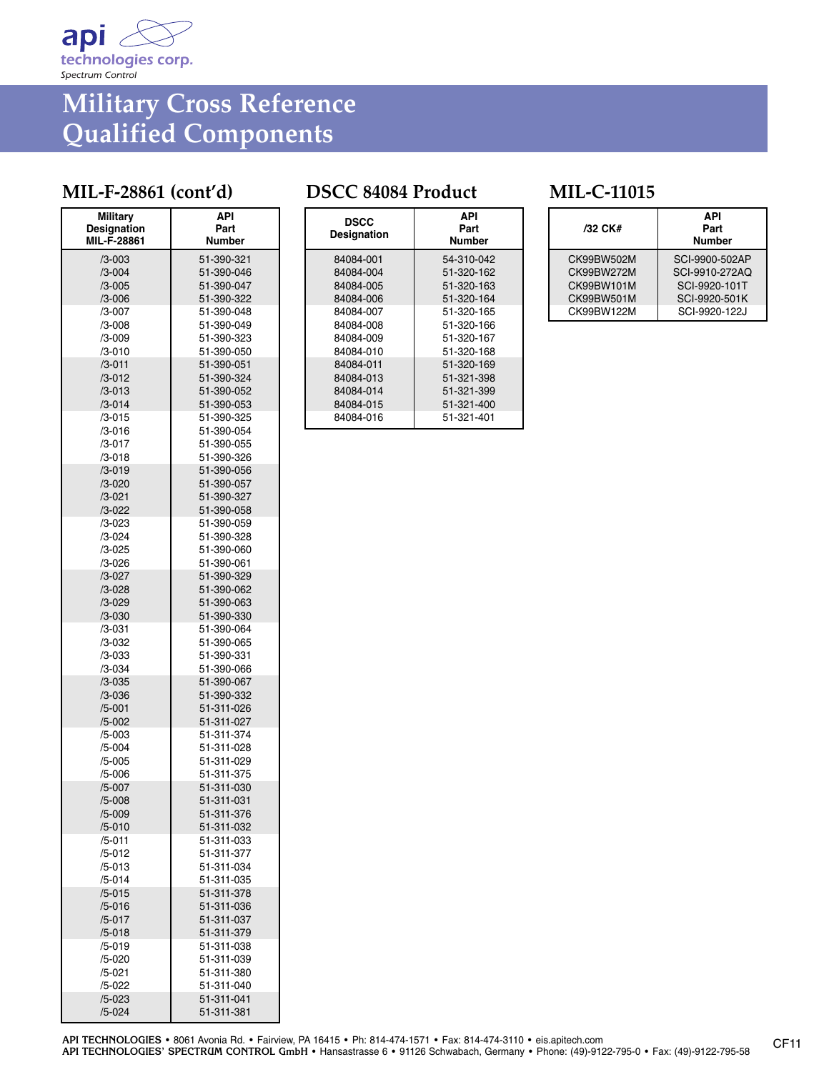# Military Cross Reference
# Qualified Components

## MIL-F-28861 (cont'd)

| Military Designation MIL-F-28861 | API Part Number |
|---|---|
| /3-003 | 51-390-321 |
| /3-004 | 51-390-046 |
| /3-005 | 51-390-047 |
| /3-006 | 51-390-322 |
| /3-007 | 51-390-048 |
| /3-008 | 51-390-049 |
| /3-009 | 51-390-323 |
| /3-010 | 51-390-050 |
| /3-011 | 51-390-051 |
| /3-012 | 51-390-324 |
| /3-013 | 51-390-052 |
| /3-014 | 51-390-053 |
| /3-015 | 51-390-325 |
| /3-016 | 51-390-054 |
| /3-017 | 51-390-055 |
| /3-018 | 51-390-326 |
| /3-019 | 51-390-056 |
| /3-020 | 51-390-057 |
| /3-021 | 51-390-327 |
| /3-022 | 51-390-058 |
| /3-023 | 51-390-059 |
| /3-024 | 51-390-328 |
| /3-025 | 51-390-060 |
| /3-026 | 51-390-061 |
| /3-027 | 51-390-329 |
| /3-028 | 51-390-062 |
| /3-029 | 51-390-063 |
| /3-030 | 51-390-330 |
| /3-031 | 51-390-064 |
| /3-032 | 51-390-065 |
| /3-033 | 51-390-331 |
| /3-034 | 51-390-066 |
| /3-035 | 51-390-067 |
| /3-036 | 51-390-332 |
| /5-001 | 51-311-026 |
| /5-002 | 51-311-027 |
| /5-003 | 51-311-374 |
| /5-004 | 51-311-028 |
| /5-005 | 51-311-029 |
| /5-006 | 51-311-375 |
| /5-007 | 51-311-030 |
| /5-008 | 51-311-031 |
| /5-009 | 51-311-376 |
| /5-010 | 51-311-032 |
| /5-011 | 51-311-033 |
| /5-012 | 51-311-377 |
| /5-013 | 51-311-034 |
| /5-014 | 51-311-035 |
| /5-015 | 51-311-378 |
| /5-016 | 51-311-036 |
| /5-017 | 51-311-037 |
| /5-018 | 51-311-379 |
| /5-019 | 51-311-038 |
| /5-020 | 51-311-039 |
| /5-021 | 51-311-380 |
| /5-022 | 51-311-040 |
| /5-023 | 51-311-041 |
| /5-024 | 51-311-381 |

## DSCC 84084 Product

| DSCC Designation | API Part Number |
|---|---|
| 84084-001 | 54-310-042 |
| 84084-004 | 51-320-162 |
| 84084-005 | 51-320-163 |
| 84084-006 | 51-320-164 |
| 84084-007 | 51-320-165 |
| 84084-008 | 51-320-166 |
| 84084-009 | 51-320-167 |
| 84084-010 | 51-320-168 |
| 84084-011 | 51-320-169 |
| 84084-013 | 51-321-398 |
| 84084-014 | 51-321-399 |
| 84084-015 | 51-321-400 |
| 84084-016 | 51-321-401 |

## MIL-C-11015

| /32 CK# | API Part Number |
|---|---|
| CK99BW502M | SCI-9900-502AP |
| CK99BW272M | SCI-9910-272AQ |
| CK99BW101M | SCI-9920-101T |
| CK99BW501M | SCI-9920-501K |
| CK99BW122M | SCI-9920-122J |

**API TECHNOLOGIES** • 8061 Avonia Rd. • Fairview, PA 16415 • Ph: 814-474-1571 • Fax: 814-474-3110 • eis.apitech.com
**API TECHNOLOGIES' SPECTRUM CONTROL GmbH** • Hansastrasse 6 • 91126 Schwabach, Germany • Phone: (49)-9122-795-0 • Fax: (49)-9122-795-58